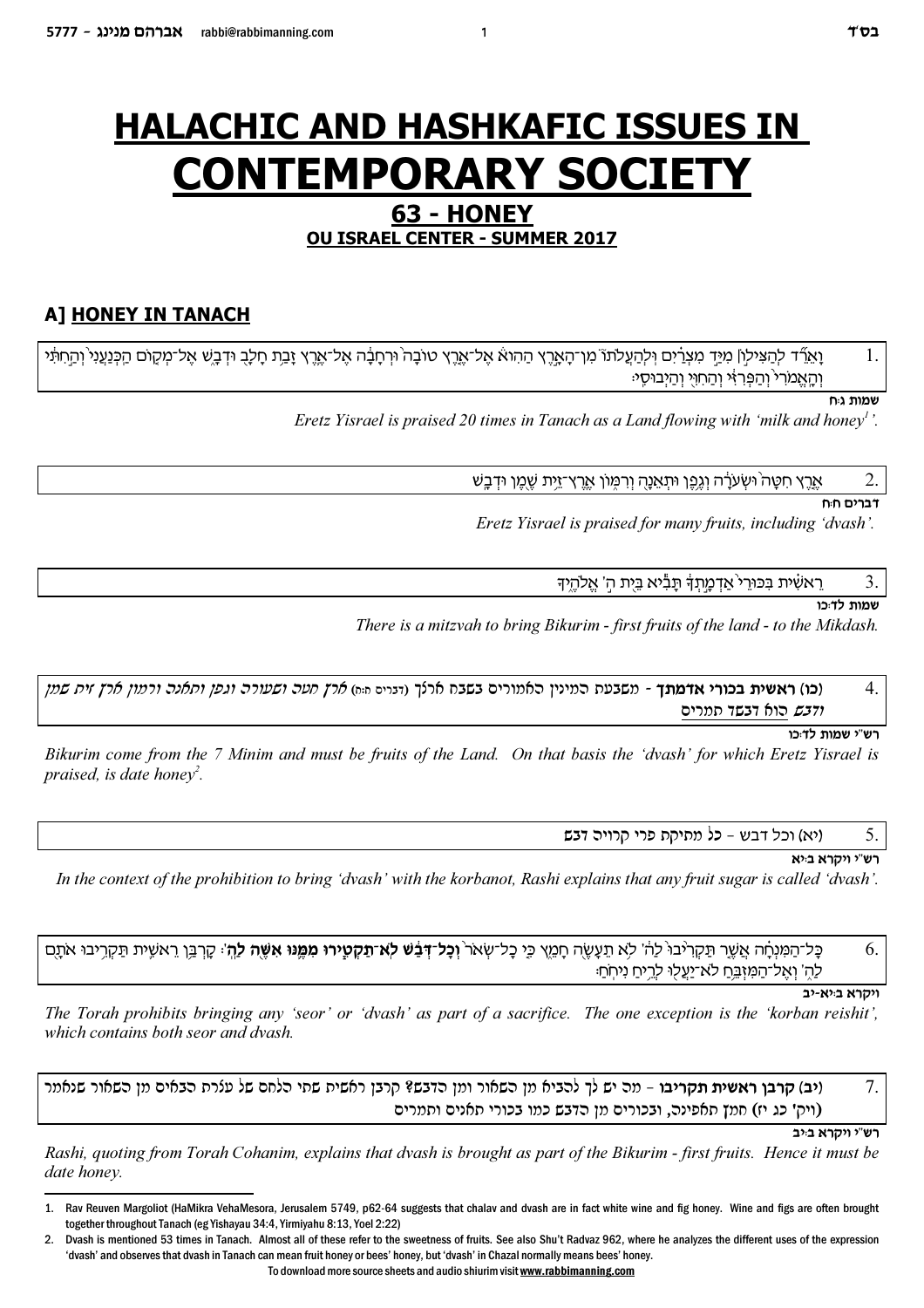# HALACHIC AND HASHKAFIC ISSUES IN CONTEMPORARY SOCIETY

## 63 - HONEY

### OU ISRAEL CENTER - SUMMER 2017

## A] HONEY IN TANACH

1. וָאֹמַ֗ר אַעֲלֶ֣ה אֶתְכֶם֮ מֵעֳנִ֣י מִצְרַיִם֒ ... וָאֵרֵ֞ד לְהַצִּיל֣וֹ ׀ מִיַּ֣ד מִצְרַ֗יִם וּֽלְהַעֲלֹתוֹ֮ מִן־הָאָ֣רֶץ הַהִוא֒ אֶל־אֶ֤רֶץ טוֹבָה֙ וּרְחָבָ֔ה אֶל־אֶ֛רֶץ זָבַ֥ת חָלָ֖ב וּדְבָ֑שׁ אֶל־מְק֤וֹם הַֽכְּנַעֲנִי֙ וְהַ֣חִתִּ֔י וְהָאֱמֹרִי֙ וְהַפְּרִזִּ֔י וְהַחִוִּ֖י וְהַיְבוּסִֽי׃

**שמות ג:ח**

*Eretz Yisrael is praised 20 times in Tanach as a Land flowing with 'milk and honey[1]'.*

2. אֶ֤רֶץ חִטָּה֙ וּשְׂעֹרָ֔ה וְגֶ֥פֶן וּתְאֵנָ֖ה וְרִמּ֑וֹן אֶֽרֶץ־זֵ֥ית שֶׁ֖מֶן וּדְבָֽשׁ

**דברים ח:ח**

*Eretz Yisrael is praised for many fruits, including 'dvash'.*

3. רֵאשִׁ֗ית בִּכּוּרֵי֙ אַדְמָ֣תְךָ֔ תָּבִ֕יא בֵּ֖ית ה' אֱלֹקֶ֑יךָ

**שמות לד:כו**

4. (כו) **ראשית בכורי אדמתך** - משבעת המינין האמורים בשבח ארצך (דברים ח:ח) ארץ חטה ושעורה וגפן ותאנה ורמון ארץ זית שמן ודבש הוא דבש תמרים

**רש"י שמות לד:כו**

*Bikurim come from the 7 Minim and must be fruits of the Land. On that basis the 'dvash' for which Eretz Yisrael is praised, is date honey[2].*

5. (יא) וכל דבש – כל מתיקת פרי קרויה דבש

**רש"י ויקרא ב:יא**

*In the context of the prohibition to bring 'dvash' with the korbanot, Rashi explains that any fruit sugar is called 'dvash'.*

6. כָּל־הַמִּנְחָ֗ה אֲשֶׁ֤ר תַּקְרִ֙יבוּ֙ לַֽה' לֹ֥א תֵעָשֶׂ֖ה חָמֵ֑ץ כִּ֤י כָל־שְׂאֹר֙ **וְכָל־דְּבַ֔שׁ לֹֽא־תַקְטִ֧ירוּ מִמֶּ֛נּוּ אִשֶּׁ֖ה לַֽה'**׃ קָרְבַּ֥ן רֵאשִׁ֛ית תַּקְרִ֥יבוּ אֹתָ֖ם לַה' וְאֶל־הַמִּזְבֵּ֥חַ לֹא־יַעֲל֖וּ לְרֵ֥יחַ נִיחֹֽחַ׃

**ויקרא ב:יא-יב**

*The Torah prohibits bringing any 'seor' or 'dvash' as part of a sacrifice. The one exception is the 'korban reishit', which contains both seor and dvash.*

7. (יב) **קרבן ראשית תקריבו** – מה יש לך להביא מן השאור ומן הדבש? קרבן ראשית שתי הלחם של עצרת הבאים מן השאור שנאמר (ויק' כג יז) חמץ תאפינה, ובכורים מן הדבש כמו בכורי תאנים ותמרים

**רש"י ויקרא ב:יב**

*Rashi, quoting from Torah Cohanim, explains that dvash is brought as part of the Bikurim - first fruits. Hence it must be date honey.*

---

1. Rav Reuven Margoliot (HaMikra VehaMesora, Jerusalem 5749, p62-64 suggests that chalav and dvash are in fact white wine and fig honey. Wine and figs are often brought together throughout Tanach (eg Yishayau 34:4, Yirmiyahu 8:13, Yoel 2:22)

2. Dvash is mentioned 53 times in Tanach. Almost all of these refer to the sweetness of fruits. See also Shu't Radvaz 962, where he analyzes the different uses of the expression 'dvash' and observes that dvash in Tanach can mean fruit honey or bees' honey, but 'dvash' in Chazal normally means bees' honey.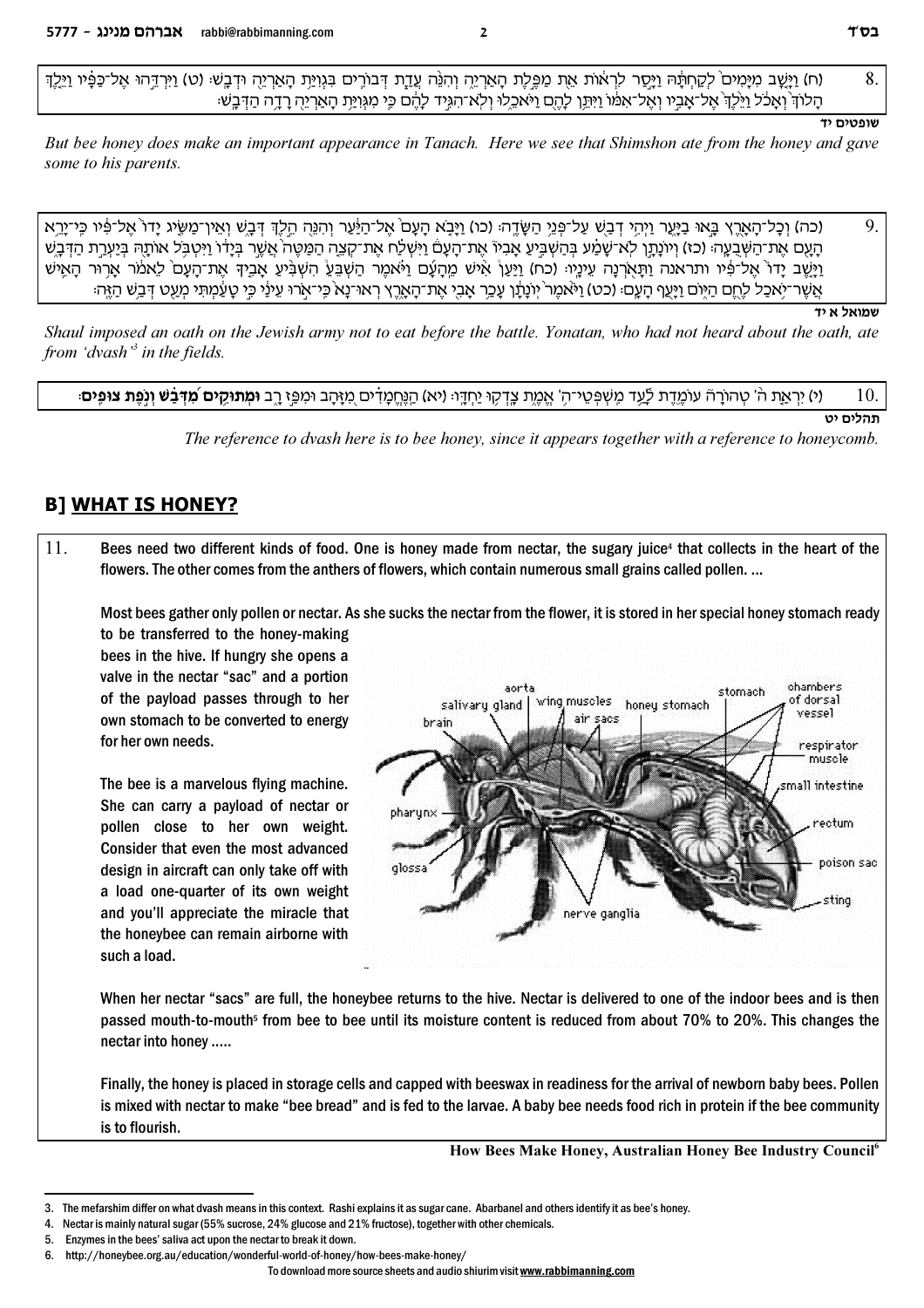8. (ח) וַיָּשָׁב מִיָּמִים לְקַחְתָּהּ וַיָּסַר לִרְאוֹת אֵת מַפֶּלֶת הָאַרְיֵה וְהִנֵּה עֲדַת דְּבוֹרִים בִּגְוִיַּת הָאַרְיֵה וּדְבָשׁ: (ט) וַיִּרְדֵּהוּ אֶל־כַּפָּיו וַיֵּלֶךְ הָלוֹךְ וְאָכֹל וַיֵּלֶךְ אֶל־אָבִיו וְאֶל־אִמּוֹ וַיִּתֵּן לָהֶם וַיֹּאכֵלוּ וְלֹא־הִגִּיד לָהֶם כִּי מִגְּוִיַּת הָאַרְיֵה רָדָה הַדְּבָשׁ:

**שופטים יד**

*But bee honey does make an important appearance in Tanach. Here we see that Shimshon ate from the honey and gave some to his parents.*

9. (כה) וְכָל־הָאָרֶץ בָּאוּ בַיָּעַר וַיְהִי דְבַשׁ עַל־פְּנֵי הַשָּׂדֶה: (כו) וַיָּבֹא הָעָם אֶל־הַיַּעַר וְהִנֵּה הֵלֶךְ דְּבָשׁ וְאֵין־מַשִּׂיג יָדוֹ אֶל־פִּיו כִּי־יָרֵא הָעָם אֶת־הַשְּׁבֻעָה: (כז) וְיוֹנָתָן לֹא־שָׁמַע בְּהַשְׁבִּיעַ אָבִיו אֶת־הָעָם וַיִּשְׁלַח אֶת־קְצֵה הַמַּטֶּה אֲשֶׁר בְּיָדוֹ וַיִּטְבֹּל אוֹתָהּ בְּיַעְרַת הַדְּבָשׁ וַיָּשֶׁב יָדוֹ אֶל־פִּיו ותראנה וַתָּאֹרְנָה עֵינָיו: (כח) וַיַּעַן אִישׁ מֵהָעָם וַיֹּאמֶר הַשְׁבֵּעַ הִשְׁבִּיעַ אָבִיךָ אֶת־הָעָם לֵאמֹר אָרוּר הָאִישׁ אֲשֶׁר־יֹאכַל לֶחֶם הַיּוֹם וַיָּעַף הָעָם: (כט) וַיֹּאמֶר יוֹנָתָן עָכַר אָבִי אֶת־הָאָרֶץ רְאוּ־נָא כִּי־אֹרוּ עֵינַי כִּי טָעַמְתִּי מְעַט דְּבַשׁ הַזֶּה:

**שמואל א יד**

*Shaul imposed an oath on the Jewish army not to eat before the battle. Yonatan, who had not heard about the oath, ate from 'dvash'[3] in the fields.*

10. (י) יִרְאַת ה' טְהוֹרָה עוֹמֶדֶת לָעַד מִשְׁפְּטֵי־ה' אֱמֶת צָדְקוּ יַחְדָּו: (יא) הַנֶּחֱמָדִים מִזָּהָב וּמִפַּז רָב **וּמְתוּקִים מִדְּבַשׁ וְנֹפֶת צוּפִים**:

**תהלים יט**

*The reference to dvash here is to bee honey, since it appears together with a reference to honeycomb.*

## B] WHAT IS HONEY?

11. Bees need two different kinds of food. One is honey made from nectar, the sugary juice[4] that collects in the heart of the flowers. The other comes from the anthers of flowers, which contain numerous small grains called pollen. ...

Most bees gather only pollen or nectar. As she sucks the nectar from the flower, it is stored in her special honey stomach ready to be transferred to the honey-making bees in the hive. If hungry she opens a valve in the nectar "sac" and a portion of the payload passes through to her own stomach to be converted to energy for her own needs.

The bee is a marvelous flying machine. She can carry a payload of nectar or pollen close to her own weight. Consider that even the most advanced design in aircraft can only take off with a load one-quarter of its own weight and you'll appreciate the miracle that the honeybee can remain airborne with such a load.

aorta, salivary gland, wing muscles, honey stomach, stomach, chambers of dorsal vessel, brain, air sacs, respirator muscle, small intestine, pharynx, rectum, glossa, poison sac, sting, nerve ganglia

When her nectar "sacs" are full, the honeybee returns to the hive. Nectar is delivered to one of the indoor bees and is then passed mouth-to-mouth[5] from bee to bee until its moisture content is reduced from about 70% to 20%. This changes the nectar into honey .....

Finally, the honey is placed in storage cells and capped with beeswax in readiness for the arrival of newborn baby bees. Pollen is mixed with nectar to make "bee bread" and is fed to the larvae. A baby bee needs food rich in protein if the bee community is to flourish.

**How Bees Make Honey, Australian Honey Bee Industry Council**[6]

---

3. The mefarshim differ on what dvash means in this context. Rashi explains it as sugar cane. Abarbanel and others identify it as bee's honey.
4. Nectar is mainly natural sugar (55% sucrose, 24% glucose and 21% fructose), together with other chemicals.
5. Enzymes in the bees' saliva act upon the nectar to break it down.
6. http://honeybee.org.au/education/wonderful-world-of-honey/how-bees-make-honey/

To download more source sheets and audio shiurim visit www.rabbimanning.com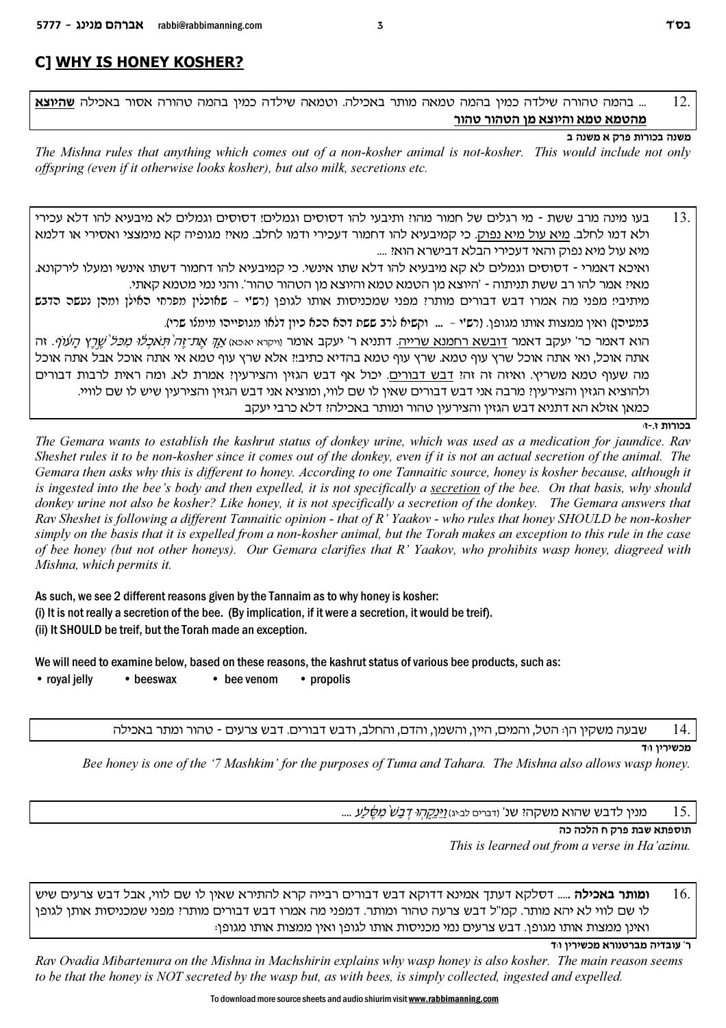## C] WHY IS HONEY KOSHER?

12. ... בהמה טהורה שילדה כמין בהמה טמאה מותר באכילה. וטמאה שילדה כמין בהמה טהורה אסור באכילה **שהיוצא מהטמא טמא והיוצא מן הטהור טהור**

**משנה בכורות פרק א משנה ב**

*The Mishna rules that anything which comes out of a non-kosher animal is non-kosher. This would include not only offspring (even if it otherwise looks kosher), but also milk, secretions etc.*

13. בעו מינה מרב ששת - מי רגלים של חמור מהו? ותיבעי להו דסוסים וגמלים! דסוסים וגמלים לא מיבעיא להו דלא עכירי ולא דמו לחלב. מיא עול מיא נפוק. כי קמיבעיא להו דחמור דעכירי ודמו לחלב. מאי? מגופיה קא מימצצי ואסירי או דלמא מיא עול מיא נפוק והאי דעכירי הבלא דבישרא הוא? ....

ואיכא דאמרי - דסוסים וגמלים לא קא מיבעיא להו דלא שתו אינשי. כי קמיבעיא להו דחמור דשתו אינשי ומעלו לירקונא. מאי? אמר להו רב ששת תניתוה - 'היוצא מן הטמא טמא והיוצא מן הטהור טהור'. והני נמי מטמא קאתי.

מיתיבי: מפני מה אמרו דבש דבורים מותר? מפני שמכניסות אותו לגופן (רש"י - שאוכלין מפרחי האילן ומהן נעשה הדבש במעיהן) ואין ממצות אותו מגופן. (רש"י - ... וקשיא לרב ששת דהא הכא כיון דלאו מגופייהו מימלו שרי).

הוא דאמר כר' יעקב דאמר דובשא רחמנא שרייה. דתניא ר' יעקב אומר (ויקרא יא:כא) אַךְ אֶת־זֶה תֹּאכְלוּ מִכֹּל שֶׁרֶץ הָעוֹף. זה אתה אוכל, ואי אתה אוכל שרץ עוף טמא. שרץ עוף טמא בהדיא כתיב?! אלא שרץ עוף טמא אי אתה אוכל אבל אתה אוכל מה שעוף טמא משריץ. ואיזה זה זה? דבש דבורים. יכול אף דבש הגזין והצירעין? אמרת לא. ומה ראית לרבות דבורים ולהוציא הגזין והצירעין? מרבה אני דבש דבורים שאין לו שם לווי, ומוציא אני דבש הגזין והצירעין שיש לו שם לווי. כמאן אזלא הא דתניא דבש הגזין והצירעין טהור ומותר באכילה? דלא כרבי יעקב

**בכורות ז.-ז:**

*The Gemara wants to establish the kashrut status of donkey urine, which was used as a medication for jaundice. Rav Sheshet rules it to be non-kosher since it comes out of the donkey, even if it is not an actual secretion of the animal. The Gemara then asks why this is different to honey. According to one Tannaitic source, honey is kosher because, although it is ingested into the bee's body and then expelled, it is not specifically a secretion of the bee. On that basis, why should donkey urine not also be kosher? Like honey, it is not specifically a secretion of the donkey. The Gemara answers that Rav Sheshet is following a different Tannaitic opinion - that of R' Yaakov - who rules that honey SHOULD be non-kosher simply on the basis that it is expelled from a non-kosher animal, but the Torah makes an exception to this rule in the case of bee honey (but not other honeys). Our Gemara clarifies that R' Yaakov, who prohibits wasp honey, diagreed with Mishna, which permits it.*

As such, we see 2 different reasons given by the Tannaim as to why honey is kosher:

(i) It is not really a secretion of the bee. (By implication, if it were a secretion, it would be treif).

(ii) It SHOULD be treif, but the Torah made an exception.

We will need to examine below, based on these reasons, the kashrut status of various bee products, such as:

- royal jelly
- beeswax
- bee venom
- propolis

14. שבעה משקין הן: הטל, והמים, היין, והשמן, והדם, והחלב, ודבש דבורים. דבש צרעים - טהור ומתר באכילה

**מכשירין ו:ד**

*Bee honey is one of the '7 Mashkim' for the purposes of Tuma and Tahara. The Mishna also allows wasp honey.*

15. מנין לדבש שהוא משקה? שנ' (דברים לב:יג) וַיֵּנִקֵהוּ דְבַשׁ מִסֶּלַע ....

**תוספתא שבת פרק ח הלכה כה**

*This is learned out from a verse in Ha'azinu.*

16. **ומותר באכילה** ..... דסלקא דעתך אמינא דדוקא דבש דבורים רביייה קרא להתירא שאין לו שם לווי, אבל דבש צרעים שיש לו שם לווי לא יהא מותר. קמ"ל דבש צרעה טהור ומותר. דמפני מה אמרו דבש דבורים מותר? מפני שמכניסות אותן לגופן ואינן ממצות אותו מגופן. דבש צרעים נמי מכניסות אותו לגופן ואין ממצות אותו מגופן:

**ר' עובדיה מברטנורא מכשירין ו:ד**

*Rav Ovadia Mibartenura on the Mishna in Machshirin explains why wasp honey is also kosher. The main reason seems to be that the honey is NOT secreted by the wasp but, as with bees, is simply collected, ingested and expelled.*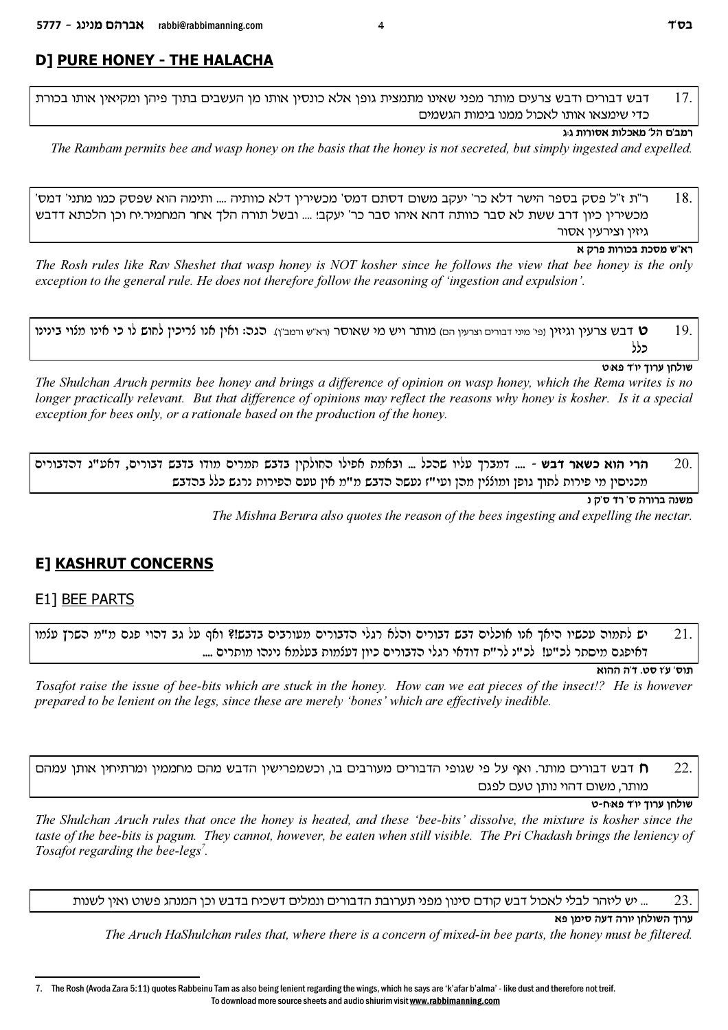## D] PURE HONEY - THE HALACHA

17. דבש דבורים ודבש צרעים מותר מפני שאינו מתמצית גופן אלא כונסין אותו מן העשבים בתוך פיהן ומקיאין אותו בכורת כדי שימצאו אותו לאכול ממנו בימות הגשמים

**רמב"ם הל' מאכלות אסורות ג:ג**

*The Rambam permits bee and wasp honey on the basis that the honey is not secreted, but simply ingested and expelled.*

18. ר"ת ז"ל פסק בספר הישר דלא כר' יעקב משום דסתם דמס' מכשירין דלא כוותיה .... ותימה הוא שפסק כמו מתני' דמס' מכשירין כיון דרב ששת לא סבר כוותה דהא איהו סבר כר' יעקב! .... ובשל תורה הלך אחר המחמיר.יח וכן הלכתא דדבש גיזין וצירעין אסור

**רא"ש מסכת בכורות פרק א**

*The Rosh rules like Rav Sheshet that wasp honey is NOT kosher since he follows the view that bee honey is the only exception to the general rule. He does not therefore follow the reasoning of 'ingestion and expulsion'.*

19. **ט** דבש צרעין וגיזין (פי' מיני דבורים וצרעין הם) מותר ויש מי שאוסר (רא"ש ורמב"ן). הגה: ואין אנו צריכין לחוש לו כי אינו מצוי בינינו כלל

**שולחן ערוך יו"ד פא:ט**

*The Shulchan Aruch permits bee honey and brings a difference of opinion on wasp honey, which the Rema writes is no longer practically relevant. But that difference of opinions may reflect the reasons why honey is kosher. Is it a special exception for bees only, or a rationale based on the production of the honey.*

20. **הרי הוא כשאר דבש** - .... דמברך עליו שהכל ... ובאמת אפילו החולקין בדבש תמרים מודו בדבש דבורים, דאע"ג דהדבורים מכניסין מי פירות לתוך גופן ומוצצין מהן ועי"ז נעשה הדבש מ"מ אין טעם הפירות נרגש כלל בהדבש

**משנה ברורה ס' רד ס"ק נ**

*The Mishna Berura also quotes the reason of the bees ingesting and expelling the nectar.*

## E] KASHRUT CONCERNS

### E1] BEE PARTS

21. יש לתמוה עכשיו היאך אנו אוכלים דבש דבורים והלא רגלי הדבורים מעורבים בדבש!? ואף על גב דהוי פגם מ"מ השרץ עצמו דאיפגם מיסתר לכ"ע! לכ"נ לר"ת דודאי רגלי הדבורים כיון דעצמות בעלמא נינהו מותרים ....

**תוס' ע"ז סט. ד"ה ההוא**

*Tosafot raise the issue of bee-bits which are stuck in the honey. How can we eat pieces of the insect!? He is however prepared to be lenient on the legs, since these are merely 'bones' which are effectively inedible.*

22. **ח** דבש דבורים מותר. ואף על פי שגופי הדבורים מעורבים בו, וכשמפרישין הדבש מהם מחממין ומרתיחין אותן עמהם מותר, משום דהוי נותן טעם לפגם

**שולחן ערוך יו"ד פא:ח-ט**

*The Shulchan Aruch rules that once the honey is heated, and these 'bee-bits' dissolve, the mixture is kosher since the taste of the bee-bits is pagum. They cannot, however, be eaten when still visible. The Pri Chadash brings the leniency of Tosafot regarding the bee-legs[7].*

23. ... יש ליזהר לבלי לאכול דבש קודם סינון מפני תערובת הדבורים ונמלים דשכיח בדבש וכן המנהג פשוט ואין לשנות

**ערוך השולחן יורה דעה סימן פא**

*The Aruch HaShulchan rules that, where there is a concern of mixed-in bee parts, the honey must be filtered.*

---

7. The Rosh (Avoda Zara 5:11) quotes Rabbeinu Tam as also being lenient regarding the wings, which he says are 'k'afar b'alma' - like dust and therefore not treif.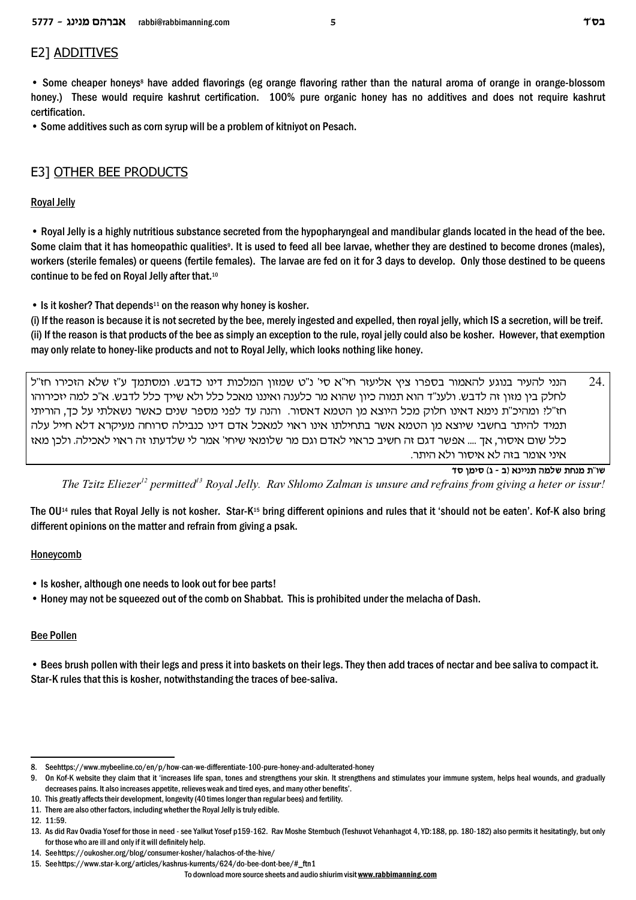## E2] ADDITIVES

- Some cheaper honeys[8] have added flavorings (eg orange flavoring rather than the natural aroma of orange in orange-blossom honey.) These would require kashrut certification. 100% pure organic honey has no additives and does not require kashrut certification.
- Some additives such as corn syrup will be a problem of kitniyot on Pesach.

## E3] OTHER BEE PRODUCTS

### Royal Jelly

- Royal Jelly is a highly nutritious substance secreted from the hypopharyngeal and mandibular glands located in the head of the bee. Some claim that it has homeopathic qualities[9]. It is used to feed all bee larvae, whether they are destined to become drones (males), workers (sterile females) or queens (fertile females). The larvae are fed on it for 3 days to develop. Only those destined to be queens continue to be fed on Royal Jelly after that.[10]

- Is it kosher? That depends[11] on the reason why honey is kosher.

(i) If the reason is because it is not secreted by the bee, merely ingested and expelled, then royal jelly, which IS a secretion, will be treif.
(ii) If the reason is that products of the bee as simply an exception to the rule, royal jelly could also be kosher. However, that exemption may only relate to honey-like products and not to Royal Jelly, which looks nothing like honey.

24. הנני להעיר בנוגע להאמור בספרו ציץ אליעזר חי"א סי' נ"ט שמזון המלכות דינו כדבש. ומסתמך ע"ז שלא הזכירו חז"ל לחלק בין מזון זה לדבש. ולענ"ד הוא תמוה כיון שהוא מר כלענה ואיננו מאכל כלל ולא שייך כלל לדבש. א"כ למה יזכירוהו חז"ל? ומהיכ"ת נימא דאינו חלוק מכל היוצא מן הטמא דאסור. והנה עד לפני מספר שנים כאשר נשאלתי על כך, הוריתי תמיד להיתר בחשבי שיוצא מן הטמא אשר בתחילתו אינו ראוי למאכל אדם דינו כנבילה סרוחה מעיקרא דלא חייל עלה כלל שום איסור, אך .... אפשר דגם זה חשיב כראוי לאדם וגם מר שלומאי שיחי' אמר לי שלדעתו זה ראוי לאכילה. ולכן מאז איני אומר בזה לא איסור ולא היתר.

**שו"ת מנחת שלמה תניינא (ב - ג) סימן סד**

*The Tzitz Eliezer[12] permitted[13] Royal Jelly. Rav Shlomo Zalman is unsure and refrains from giving a heter or issur!*

The OU[14] rules that Royal Jelly is not kosher. Star-K[15] bring different opinions and rules that it 'should not be eaten'. Kof-K also bring different opinions on the matter and refrain from giving a psak.

### Honeycomb

- Is kosher, although one needs to look out for bee parts!
- Honey may not be squeezed out of the comb on Shabbat. This is prohibited under the melacha of Dash.

### Bee Pollen

- Bees brush pollen with their legs and press it into baskets on their legs. They then add traces of nectar and bee saliva to compact it. Star-K rules that this is kosher, notwithstanding the traces of bee-saliva.

---

8. Seehttps://www.mybeeline.co/en/p/how-can-we-differentiate-100-pure-honey-and-adulterated-honey
9. On Kof-K website they claim that it 'increases life span, tones and strengthens your skin. It strengthens and stimulates your immune system, helps heal wounds, and gradually decreases pains. It also increases appetite, relieves weak and tired eyes, and many other benefits'.
10. This greatly affects their development, longevity (40 times longer than regular bees) and fertility.
11. There are also other factors, including whether the Royal Jelly is truly edible.
12. 11:59.
13. As did Rav Ovadia Yosef for those in need - see Yalkut Yosef p159-162. Rav Moshe Sternbuch (Teshuvot Vehanhagot 4, YD:188, pp. 180-182) also permits it hesitatingly, but only for those who are ill and only if it will definitely help.
14. Seehttps://oukosher.org/blog/consumer-kosher/halachos-of-the-hive/
15. Seehttps://www.star-k.org/articles/kashrus-kurrents/624/do-bee-dont-bee/#_ftn1

To download more source sheets and audio shiurim visit **www.rabbimanning.com**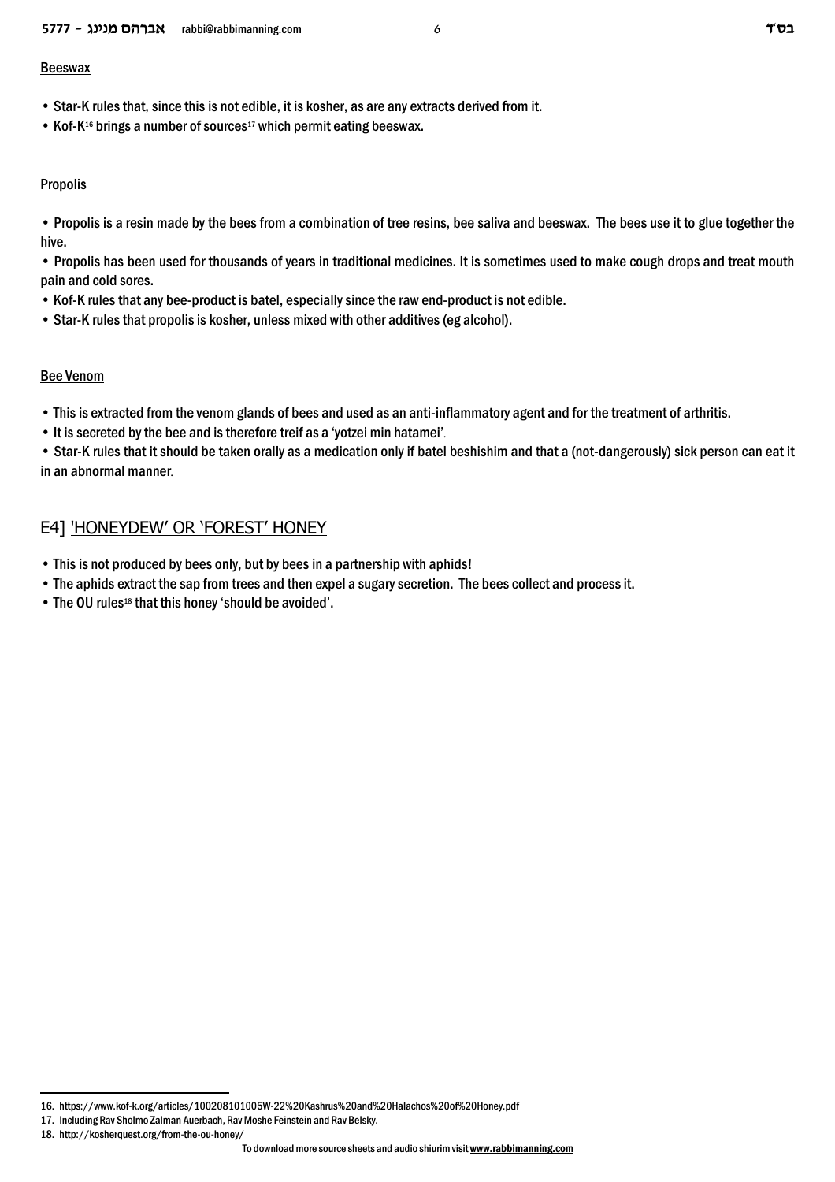Beeswax

- Star-K rules that, since this is not edible, it is kosher, as are any extracts derived from it.
- Kof-K[16] brings a number of sources[17] which permit eating beeswax.

Propolis

- Propolis is a resin made by the bees from a combination of tree resins, bee saliva and beeswax. The bees use it to glue together the hive.
- Propolis has been used for thousands of years in traditional medicines. It is sometimes used to make cough drops and treat mouth pain and cold sores.
- Kof-K rules that any bee-product is batel, especially since the raw end-product is not edible.
- Star-K rules that propolis is kosher, unless mixed with other additives (eg alcohol).

Bee Venom

- This is extracted from the venom glands of bees and used as an anti-inflammatory agent and for the treatment of arthritis.
- It is secreted by the bee and is therefore treif as a 'yotzei min hatamei'.
- Star-K rules that it should be taken orally as a medication only if batel beshishim and that a (not-dangerously) sick person can eat it in an abnormal manner.

## E4] 'HONEYDEW' OR 'FOREST' HONEY

- This is not produced by bees only, but by bees in a partnership with aphids!
- The aphids extract the sap from trees and then expel a sugary secretion. The bees collect and process it.
- The OU rules[18] that this honey 'should be avoided'.

---

16. https://www.kof-k.org/articles/100208101005W-22%20Kashrus%20and%20Halachos%20of%20Honey.pdf
17. Including Rav Sholmo Zalman Auerbach, Rav Moshe Feinstein and Rav Belsky.
18. http://kosherquest.org/from-the-ou-honey/